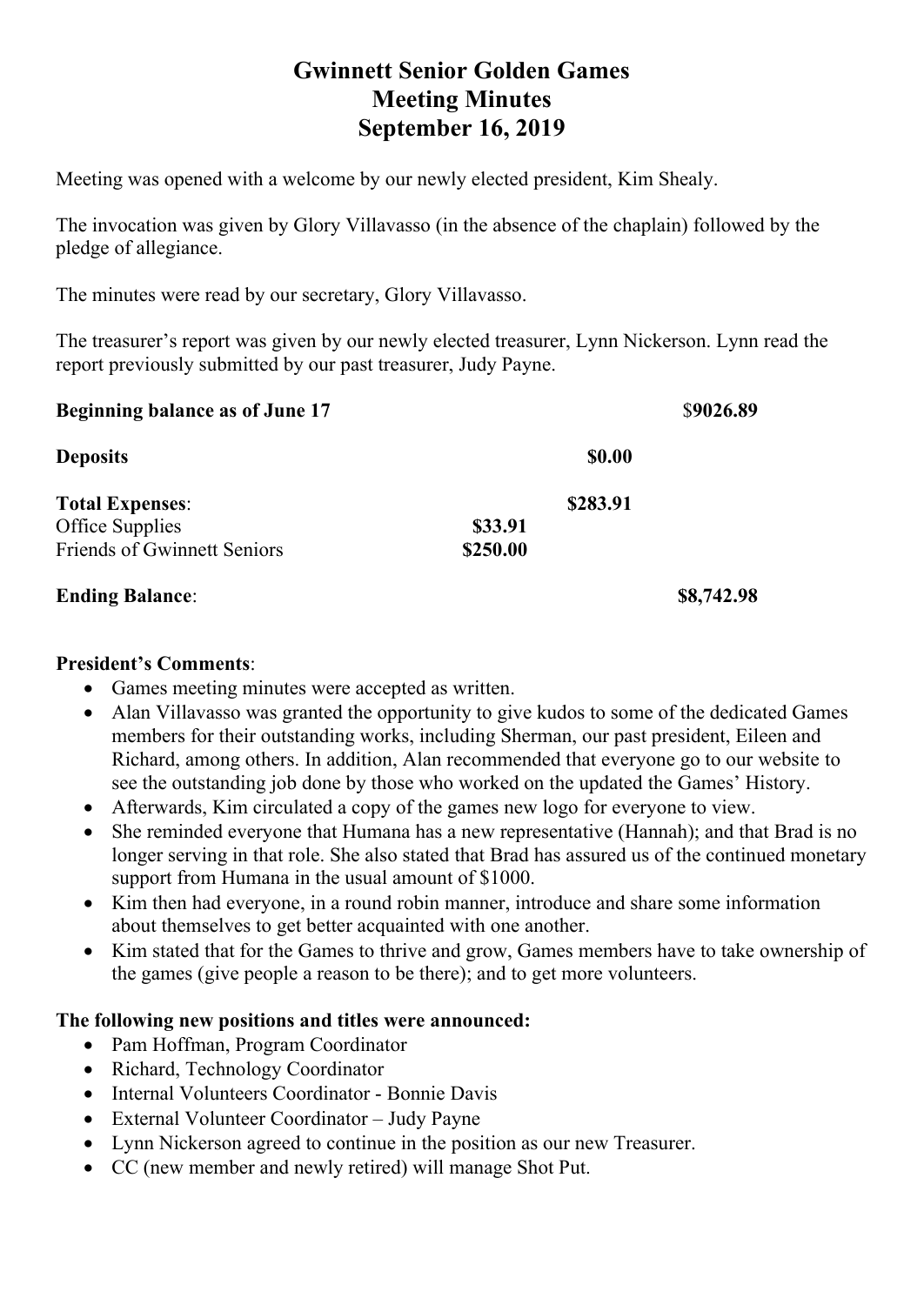# Gwinnett Senior Golden Games
# Meeting Minutes
# September 16, 2019

Meeting was opened with a welcome by our newly elected president, Kim Shealy.

The invocation was given by Glory Villavasso (in the absence of the chaplain) followed by the pledge of allegiance.

The minutes were read by our secretary, Glory Villavasso.

The treasurer's report was given by our newly elected treasurer, Lynn Nickerson. Lynn read the report previously submitted by our past treasurer, Judy Payne.

| | | | |
|---|---|---|---|
| **Beginning balance as of June 17** | | | $**9026.89** |
| **Deposits** | | **$0.00** | |
| **Total Expenses**: | | **$283.91** | |
| Office Supplies | **$33.91** | | |
| Friends of Gwinnett Seniors | **$250.00** | | |
| **Ending Balance**: | | | **$8,742.98** |

**President's Comments**:

- Games meeting minutes were accepted as written.
- Alan Villavasso was granted the opportunity to give kudos to some of the dedicated Games members for their outstanding works, including Sherman, our past president, Eileen and Richard, among others. In addition, Alan recommended that everyone go to our website to see the outstanding job done by those who worked on the updated the Games' History.
- Afterwards, Kim circulated a copy of the games new logo for everyone to view.
- She reminded everyone that Humana has a new representative (Hannah); and that Brad is no longer serving in that role. She also stated that Brad has assured us of the continued monetary support from Humana in the usual amount of $1000.
- Kim then had everyone, in a round robin manner, introduce and share some information about themselves to get better acquainted with one another.
- Kim stated that for the Games to thrive and grow, Games members have to take ownership of the games (give people a reason to be there); and to get more volunteers.

**The following new positions and titles were announced:**

- Pam Hoffman, Program Coordinator
- Richard, Technology Coordinator
- Internal Volunteers Coordinator - Bonnie Davis
- External Volunteer Coordinator – Judy Payne
- Lynn Nickerson agreed to continue in the position as our new Treasurer.
- CC (new member and newly retired) will manage Shot Put.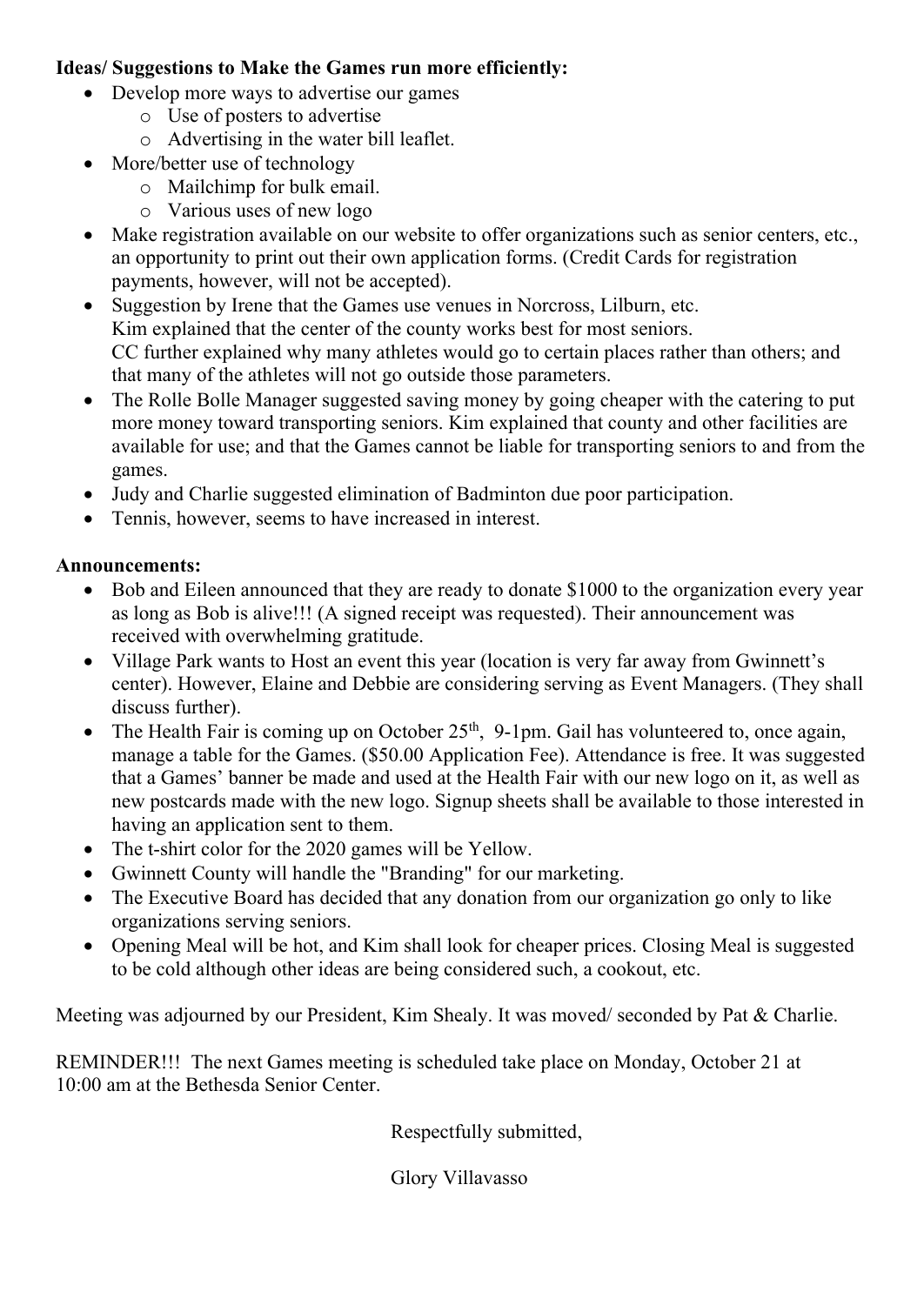**Ideas/ Suggestions to Make the Games run more efficiently:**

- Develop more ways to advertise our games
  - Use of posters to advertise
  - Advertising in the water bill leaflet.
- More/better use of technology
  - Mailchimp for bulk email.
  - Various uses of new logo
- Make registration available on our website to offer organizations such as senior centers, etc., an opportunity to print out their own application forms. (Credit Cards for registration payments, however, will not be accepted).
- Suggestion by Irene that the Games use venues in Norcross, Lilburn, etc.
  Kim explained that the center of the county works best for most seniors.
  CC further explained why many athletes would go to certain places rather than others; and that many of the athletes will not go outside those parameters.
- The Rolle Bolle Manager suggested saving money by going cheaper with the catering to put more money toward transporting seniors. Kim explained that county and other facilities are available for use; and that the Games cannot be liable for transporting seniors to and from the games.
- Judy and Charlie suggested elimination of Badminton due poor participation.
- Tennis, however, seems to have increased in interest.

**Announcements:**

- Bob and Eileen announced that they are ready to donate $1000 to the organization every year as long as Bob is alive!!! (A signed receipt was requested). Their announcement was received with overwhelming gratitude.
- Village Park wants to Host an event this year (location is very far away from Gwinnett's center). However, Elaine and Debbie are considering serving as Event Managers. (They shall discuss further).
- The Health Fair is coming up on October 25th, 9-1pm. Gail has volunteered to, once again, manage a table for the Games. ($50.00 Application Fee). Attendance is free. It was suggested that a Games' banner be made and used at the Health Fair with our new logo on it, as well as new postcards made with the new logo. Signup sheets shall be available to those interested in having an application sent to them.
- The t-shirt color for the 2020 games will be Yellow.
- Gwinnett County will handle the "Branding" for our marketing.
- The Executive Board has decided that any donation from our organization go only to like organizations serving seniors.
- Opening Meal will be hot, and Kim shall look for cheaper prices. Closing Meal is suggested to be cold although other ideas are being considered such, a cookout, etc.

Meeting was adjourned by our President, Kim Shealy. It was moved/ seconded by Pat & Charlie.

REMINDER!!! The next Games meeting is scheduled take place on Monday, October 21 at 10:00 am at the Bethesda Senior Center.

Respectfully submitted,

Glory Villavasso